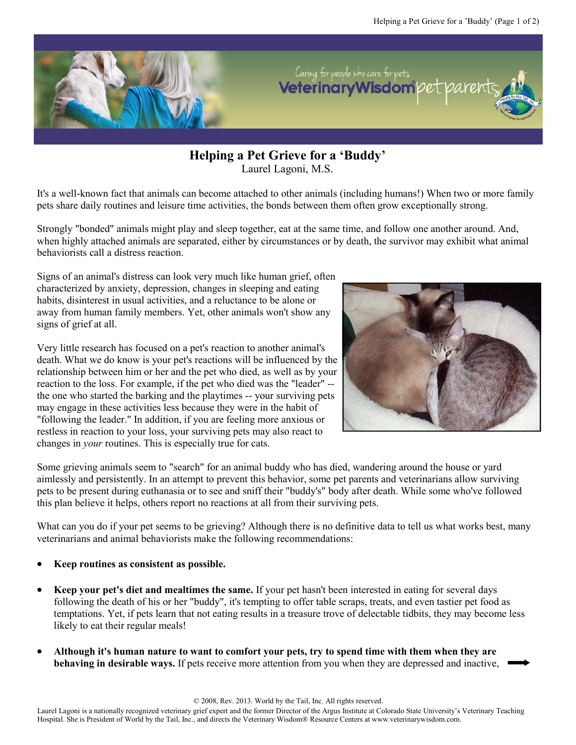# Helping a Pet Grieve for a 'Buddy'

Laurel Lagoni, M.S.

It's a well-known fact that animals can become attached to other animals (including humans!) When two or more family pets share daily routines and leisure time activities, the bonds between them often grow exceptionally strong.

Strongly "bonded" animals might play and sleep together, eat at the same time, and follow one another around. And, when highly attached animals are separated, either by circumstances or by death, the survivor may exhibit what animal behaviorists call a distress reaction.

Signs of an animal's distress can look very much like human grief, often characterized by anxiety, depression, changes in sleeping and eating habits, disinterest in usual activities, and a reluctance to be alone or away from human family members. Yet, other animals won't show any signs of grief at all.

Very little research has focused on a pet's reaction to another animal's death. What we do know is your pet's reactions will be influenced by the relationship between him or her and the pet who died, as well as by your reaction to the loss. For example, if the pet who died was the "leader" -- the one who started the barking and the playtimes -- your surviving pets may engage in these activities less because they were in the habit of "following the leader." In addition, if you are feeling more anxious or restless in reaction to your loss, your surviving pets may also react to changes in *your* routines. This is especially true for cats.

Some grieving animals seem to "search" for an animal buddy who has died, wandering around the house or yard aimlessly and persistently. In an attempt to prevent this behavior, some pet parents and veterinarians allow surviving pets to be present during euthanasia or to see and sniff their "buddy's" body after death. While some who've followed this plan believe it helps, others report no reactions at all from their surviving pets.

What can you do if your pet seems to be grieving? Although there is no definitive data to tell us what works best, many veterinarians and animal behaviorists make the following recommendations:

- **Keep routines as consistent as possible.**
- **Keep your pet's diet and mealtimes the same.** If your pet hasn't been interested in eating for several days following the death of his or her "buddy", it's tempting to offer table scraps, treats, and even tastier pet food as temptations. Yet, if pets learn that not eating results in a treasure trove of delectable tidbits, they may become less likely to eat their regular meals!
- **Although it's human nature to want to comfort your pets, try to spend time with them when they are behaving in desirable ways.** If pets receive more attention from you when they are depressed and inactive,

© 2008, Rev. 2013. World by the Tail, Inc. All rights reserved.

Laurel Lagoni is a nationally recognized veterinary grief expert and the former Director of the Argus Institute at Colorado State University's Veterinary Teaching Hospital. She is President of World by the Tail, Inc., and directs the Veterinary Wisdom® Resource Centers at www.veterinarywisdom.com.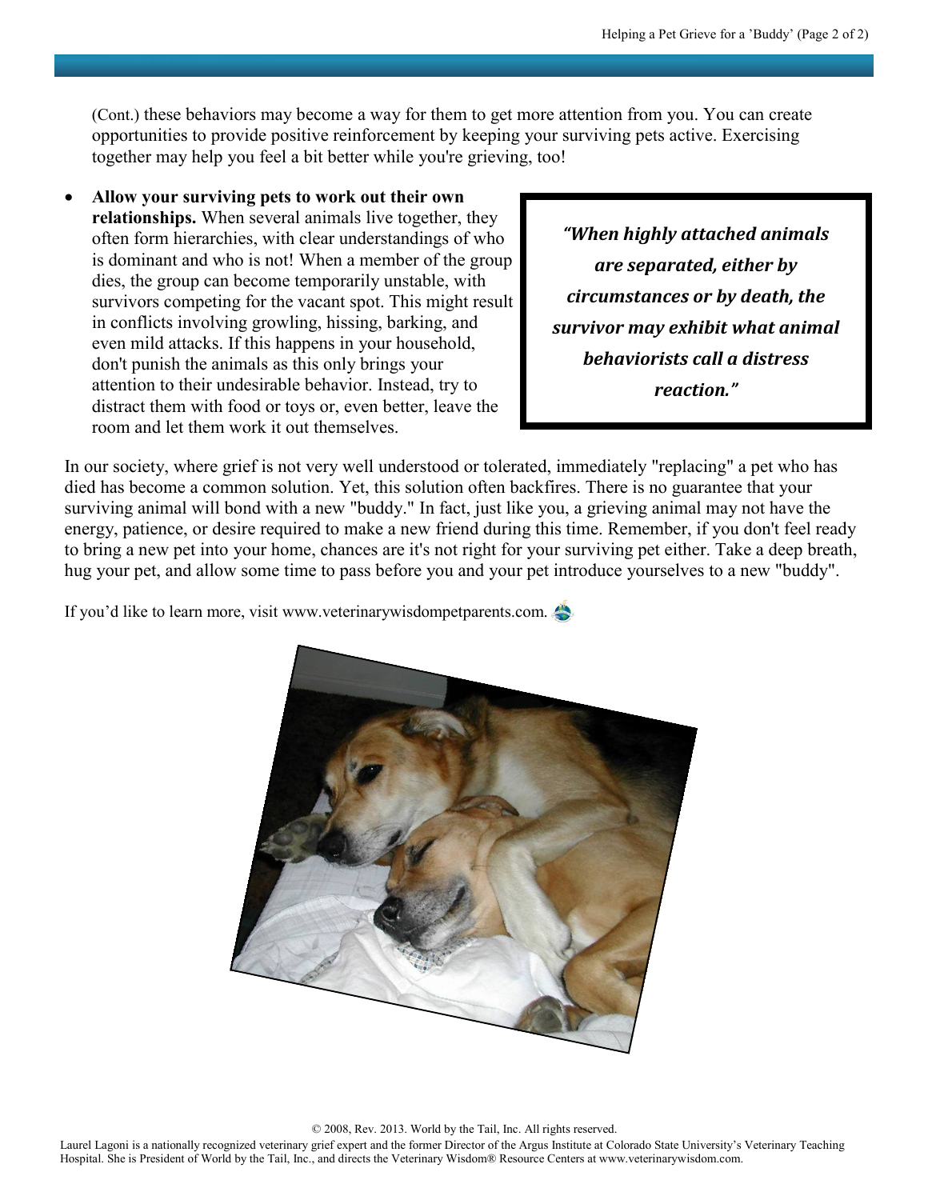(Cont.) these behaviors may become a way for them to get more attention from you. You can create opportunities to provide positive reinforcement by keeping your surviving pets active. Exercising together may help you feel a bit better while you're grieving, too!

- **Allow your surviving pets to work out their own relationships.** When several animals live together, they often form hierarchies, with clear understandings of who is dominant and who is not! When a member of the group dies, the group can become temporarily unstable, with survivors competing for the vacant spot. This might result in conflicts involving growling, hissing, barking, and even mild attacks. If this happens in your household, don't punish the animals as this only brings your attention to their undesirable behavior. Instead, try to distract them with food or toys or, even better, leave the room and let them work it out themselves.

> ***"When highly attached animals are separated, either by circumstances or by death, the survivor may exhibit what animal behaviorists call a distress reaction."***

In our society, where grief is not very well understood or tolerated, immediately "replacing" a pet who has died has become a common solution. Yet, this solution often backfires. There is no guarantee that your surviving animal will bond with a new "buddy." In fact, just like you, a grieving animal may not have the energy, patience, or desire required to make a new friend during this time. Remember, if you don't feel ready to bring a new pet into your home, chances are it's not right for your surviving pet either. Take a deep breath, hug your pet, and allow some time to pass before you and your pet introduce yourselves to a new "buddy".

If you'd like to learn more, visit www.veterinarywisdompetparents.com.

© 2008, Rev. 2013. World by the Tail, Inc. All rights reserved.

Laurel Lagoni is a nationally recognized veterinary grief expert and the former Director of the Argus Institute at Colorado State University's Veterinary Teaching Hospital. She is President of World by the Tail, Inc., and directs the Veterinary Wisdom® Resource Centers at www.veterinarywisdom.com.